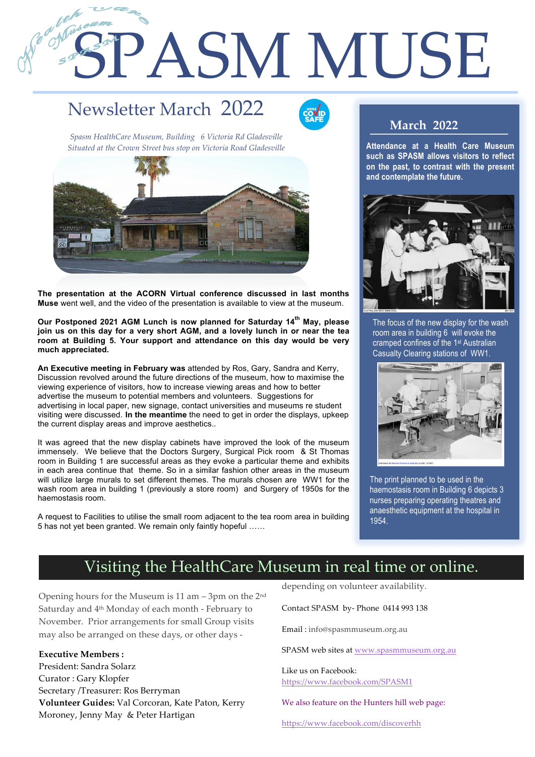# SPASM MUSE

## Newsletter March 2022

*Spasm HealthCare Museum, Building 6 Victoria Rd Gladesville*
*Situated at the Crown Street bus stop on Victoria Road Gladesville*

**The presentation at the ACORN Virtual conference discussed in last months Muse** went well, and the video of the presentation is available to view at the museum.

**Our Postponed 2021 AGM Lunch is now planned for Saturday 14th May, please join us on this day for a very short AGM, and a lovely lunch in or near the tea room at Building 5. Your support and attendance on this day would be very much appreciated.**

**An Executive meeting in February was** attended by Ros, Gary, Sandra and Kerry, Discussion revolved around the future directions of the museum, how to maximise the viewing experience of visitors, how to increase viewing areas and how to better advertise the museum to potential members and volunteers. Suggestions for advertising in local paper, new signage, contact universities and museums re student visiting were discussed. **In the meantime** the need to get in order the displays, upkeep the current display areas and improve aesthetics..

It was agreed that the new display cabinets have improved the look of the museum immensely. We believe that the Doctors Surgery, Surgical Pick room & St Thomas room in Building 1 are successful areas as they evoke a particular theme and exhibits in each area continue that theme. So in a similar fashion other areas in the museum will utilize large murals to set different themes. The murals chosen are WW1 for the wash room area in building 1 (previously a store room) and Surgery of 1950s for the haemostasis room.

A request to Facilities to utilise the small room adjacent to the tea room area in building 5 has not yet been granted. We remain only faintly hopeful ……

### March 2022

**Attendance at a Health Care Museum such as SPASM allows visitors to reflect on the past, to contrast with the present and contemplate the future.**

The focus of the new display for the wash room area in building 6 will evoke the cramped confines of the 1st Australian Casualty Clearing stations of WW1.

The print planned to be used in the haemostasis room in Building 6 depicts 3 nurses preparing operating theatres and anaesthetic equipment at the hospital in 1954.

## Visiting the HealthCare Museum in real time or online.

Opening hours for the Museum is 11 am – 3pm on the 2nd Saturday and 4th Monday of each month - February to November. Prior arrangements for small Group visits may also be arranged on these days, or other days - depending on volunteer availability.

**Executive Members :**
President: Sandra Solarz
Curator : Gary Klopfer
Secretary /Treasurer: Ros Berryman
**Volunteer Guides:** Val Corcoran, Kate Paton, Kerry Moroney, Jenny May & Peter Hartigan

Contact SPASM by- Phone 0414 993 138

Email : info@spasmmuseum.org.au

SPASM web sites at www.spasmmuseum.org.au

Like us on Facebook:
https://www.facebook.com/SPASM1

We also feature on the Hunters hill web page:

https://www.facebook.com/discoverhh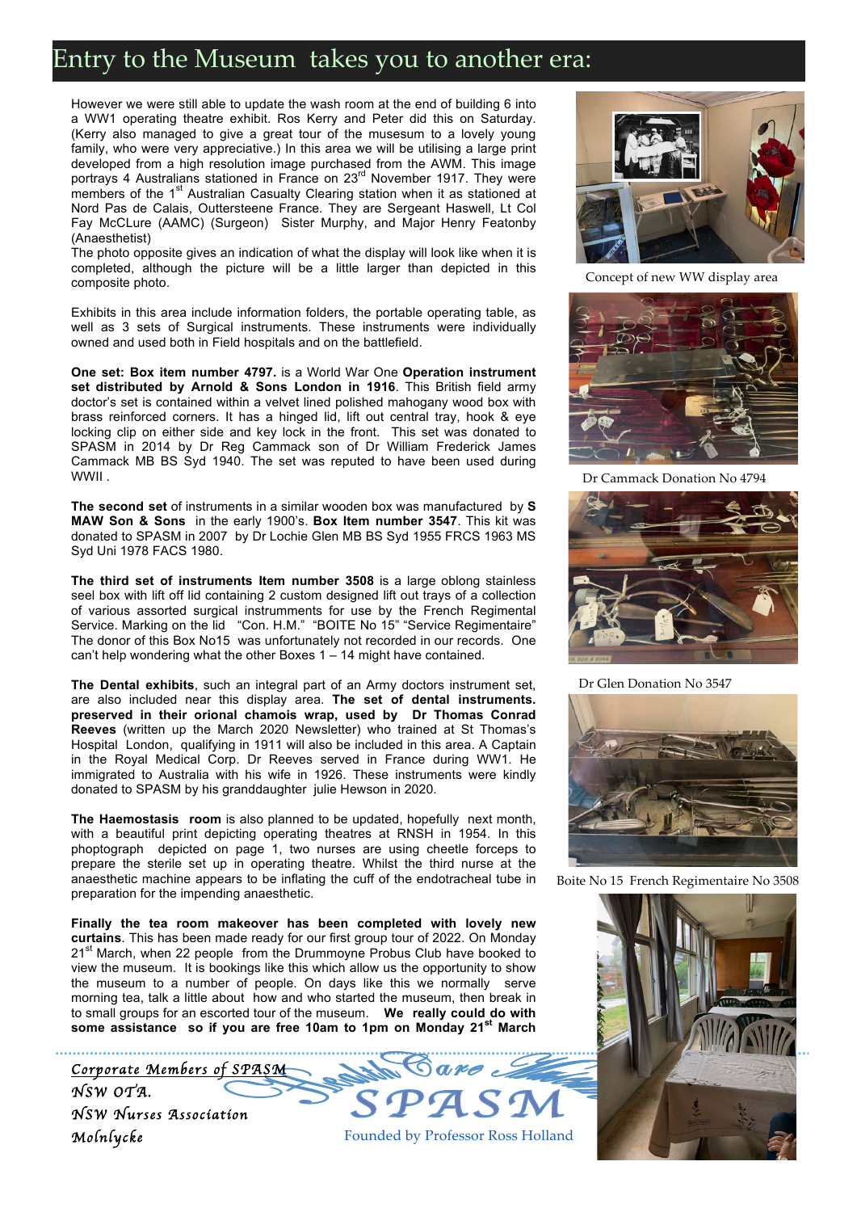# Entry to the Museum takes you to another era:

However we were still able to update the wash room at the end of building 6 into a WW1 operating theatre exhibit. Ros Kerry and Peter did this on Saturday. (Kerry also managed to give a great tour of the musesum to a lovely young family, who were very appreciative.) In this area we will be utilising a large print developed from a high resolution image purchased from the AWM. This image portrays 4 Australians stationed in France on 23rd November 1917. They were members of the 1st Australian Casualty Clearing station when it as stationed at Nord Pas de Calais, Outtersteene France. They are Sergeant Haswell, Lt Col Fay McCLure (AAMC) (Surgeon) Sister Murphy, and Major Henry Featonby (Anaesthetist)

The photo opposite gives an indication of what the display will look like when it is completed, although the picture will be a little larger than depicted in this composite photo.

Exhibits in this area include information folders, the portable operating table, as well as 3 sets of Surgical instruments. These instruments were individually owned and used both in Field hospitals and on the battlefield.

**One set: Box item number 4797.** is a World War One **Operation instrument set distributed by Arnold & Sons London in 1916**. This British field army doctor's set is contained within a velvet lined polished mahogany wood box with brass reinforced corners. It has a hinged lid, lift out central tray, hook & eye locking clip on either side and key lock in the front. This set was donated to SPASM in 2014 by Dr Reg Cammack son of Dr William Frederick James Cammack MB BS Syd 1940. The set was reputed to have been used during WWII .

**The second set** of instruments in a similar wooden box was manufactured by **S MAW Son & Sons** in the early 1900's. **Box Item number 3547**. This kit was donated to SPASM in 2007 by Dr Lochie Glen MB BS Syd 1955 FRCS 1963 MS Syd Uni 1978 FACS 1980.

**The third set of instruments Item number 3508** is a large oblong stainless seel box with lift off lid containing 2 custom designed lift out trays of a collection of various assorted surgical instrumments for use by the French Regimental Service. Marking on the lid "Con. H.M." "BOITE No 15" "Service Regimentaire" The donor of this Box No15 was unfortunately not recorded in our records. One can't help wondering what the other Boxes 1 – 14 might have contained.

**The Dental exhibits**, such an integral part of an Army doctors instrument set, are also included near this display area. **The set of dental instruments. preserved in their orional chamois wrap, used by Dr Thomas Conrad Reeves** (written up the March 2020 Newsletter) who trained at St Thomas's Hospital London, qualifying in 1911 will also be included in this area. A Captain in the Royal Medical Corp. Dr Reeves served in France during WW1. He immigrated to Australia with his wife in 1926. These instruments were kindly donated to SPASM by his granddaughter julie Hewson in 2020.

**The Haemostasis room** is also planned to be updated, hopefully next month, with a beautiful print depicting operating theatres at RNSH in 1954. In this phoptograph depicted on page 1, two nurses are using cheetle forceps to prepare the sterile set up in operating theatre. Whilst the third nurse at the anaesthetic machine appears to be inflating the cuff of the endotracheal tube in preparation for the impending anaesthetic.

**Finally the tea room makeover has been completed with lovely new curtains**. This has been made ready for our first group tour of 2022. On Monday 21st March, when 22 people from the Drummoyne Probus Club have booked to view the museum. It is bookings like this which allow us the opportunity to show the museum to a number of people. On days like this we normally serve morning tea, talk a little about how and who started the museum, then break in to small groups for an escorted tour of the museum. **We really could do with some assistance so if you are free 10am to 1pm on Monday 21st March**

Concept of new WW display area

Dr Cammack Donation No 4794

Dr Glen Donation No 3547

Boite No 15 French Regimentaire No 3508

*Corporate Members of SPASM*
*NSW OTA.*
*NSW Nurses Association*
*Molnlycke*

SPASM

Founded by Professor Ross Holland